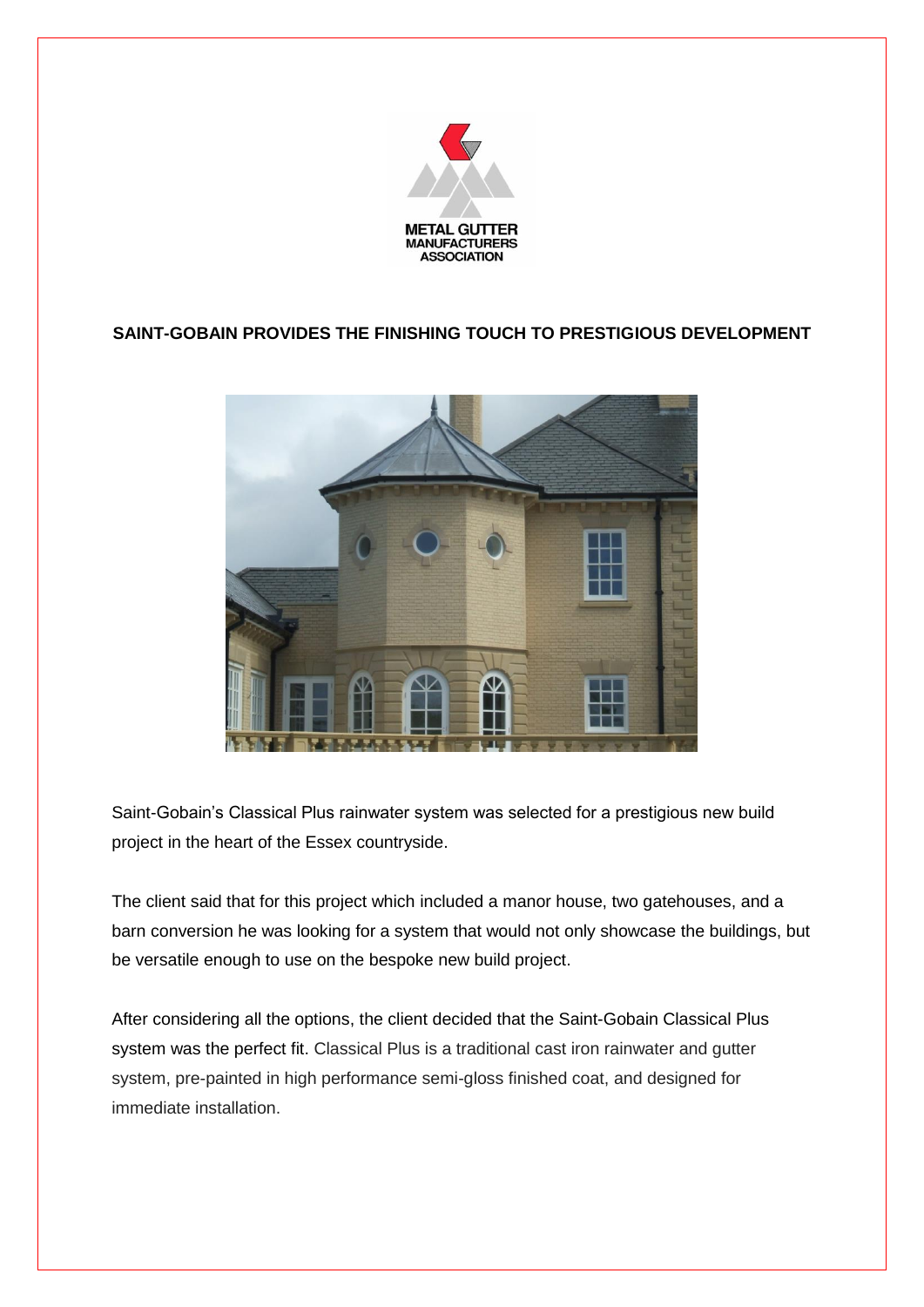METAL GUTTER
MANUFACTURERS
ASSOCIATION

## SAINT-GOBAIN PROVIDES THE FINISHING TOUCH TO PRESTIGIOUS DEVELOPMENT

Saint-Gobain's Classical Plus rainwater system was selected for a prestigious new build project in the heart of the Essex countryside.

The client said that for this project which included a manor house, two gatehouses, and a barn conversion he was looking for a system that would not only showcase the buildings, but be versatile enough to use on the bespoke new build project.

After considering all the options, the client decided that the Saint-Gobain Classical Plus system was the perfect fit. Classical Plus is a traditional cast iron rainwater and gutter system, pre-painted in high performance semi-gloss finished coat, and designed for immediate installation.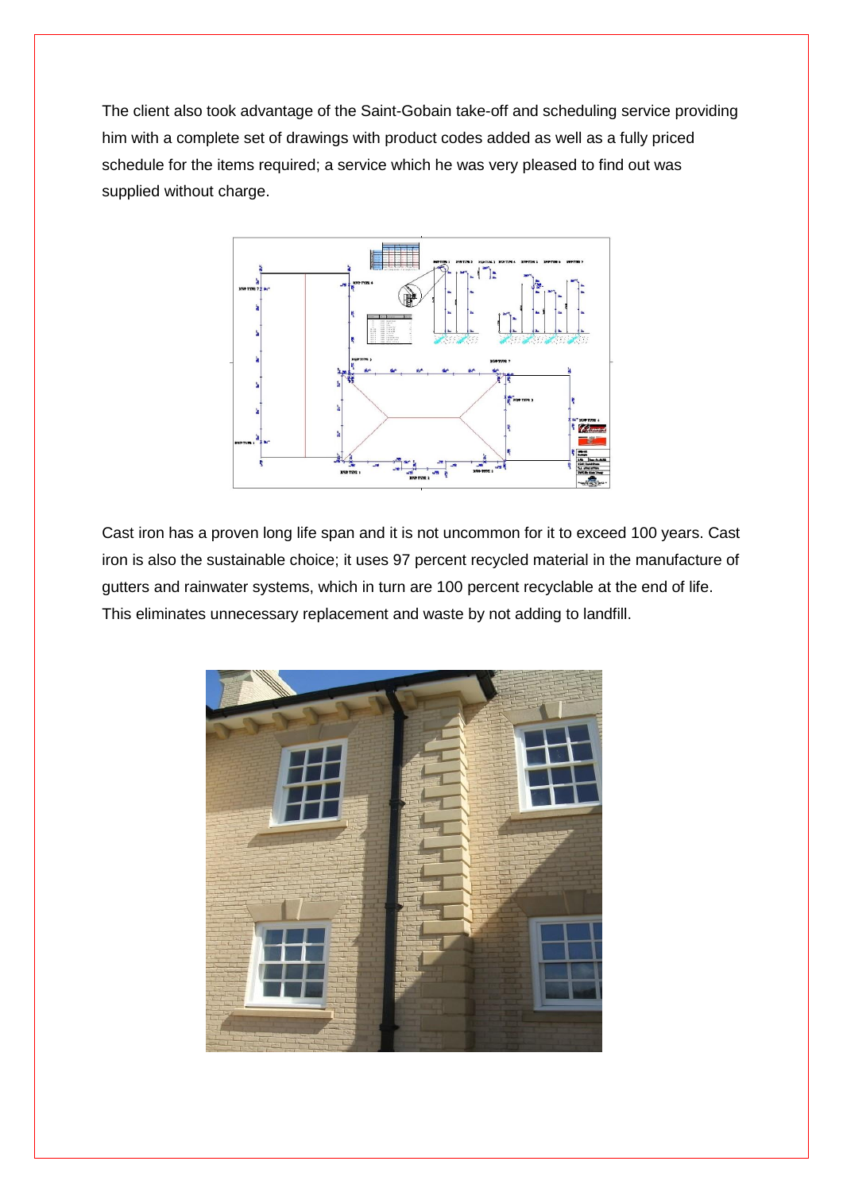The client also took advantage of the Saint-Gobain take-off and scheduling service providing him with a complete set of drawings with product codes added as well as a fully priced schedule for the items required; a service which he was very pleased to find out was supplied without charge.

Cast iron has a proven long life span and it is not uncommon for it to exceed 100 years. Cast iron is also the sustainable choice; it uses 97 percent recycled material in the manufacture of gutters and rainwater systems, which in turn are 100 percent recyclable at the end of life. This eliminates unnecessary replacement and waste by not adding to landfill.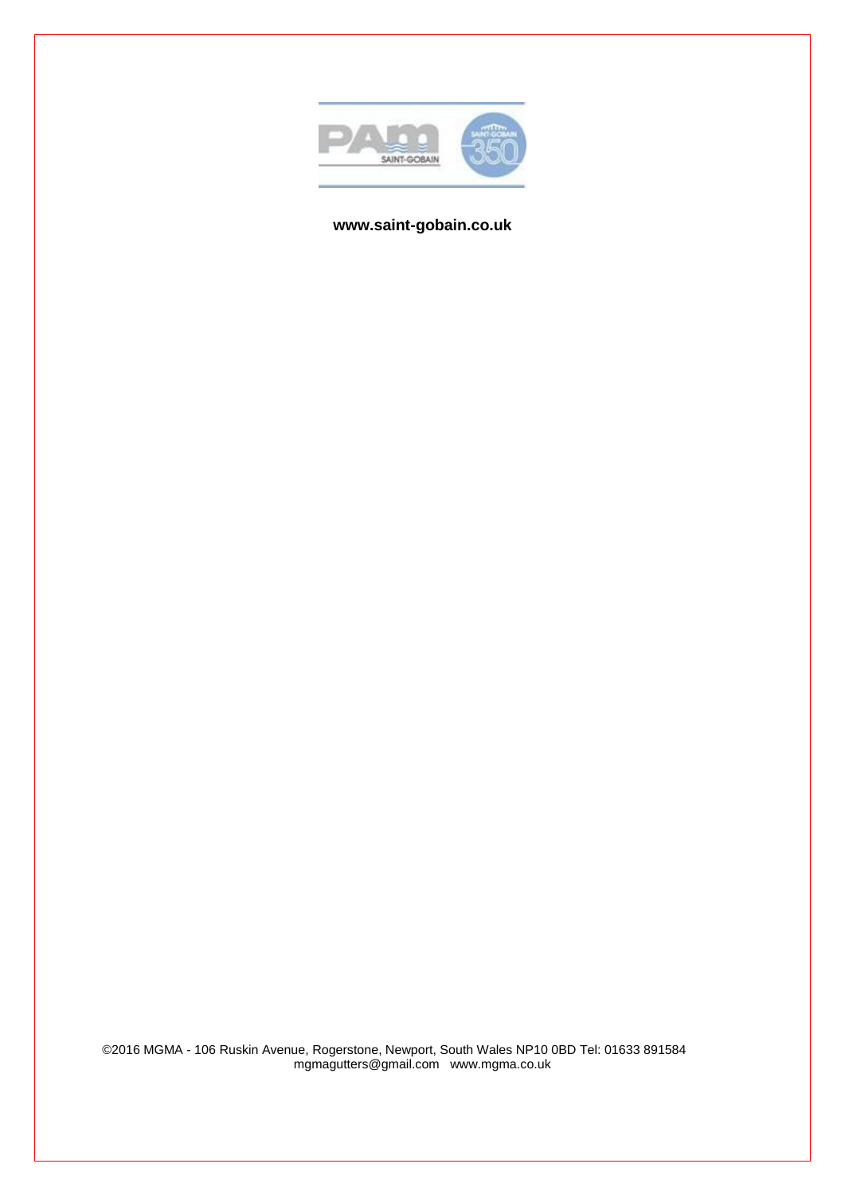**www.saint-gobain.co.uk**

©2016 MGMA - 106 Ruskin Avenue, Rogerstone, Newport, South Wales NP10 0BD Tel: 01633 891584
mgmagutters@gmail.com www.mgma.co.uk